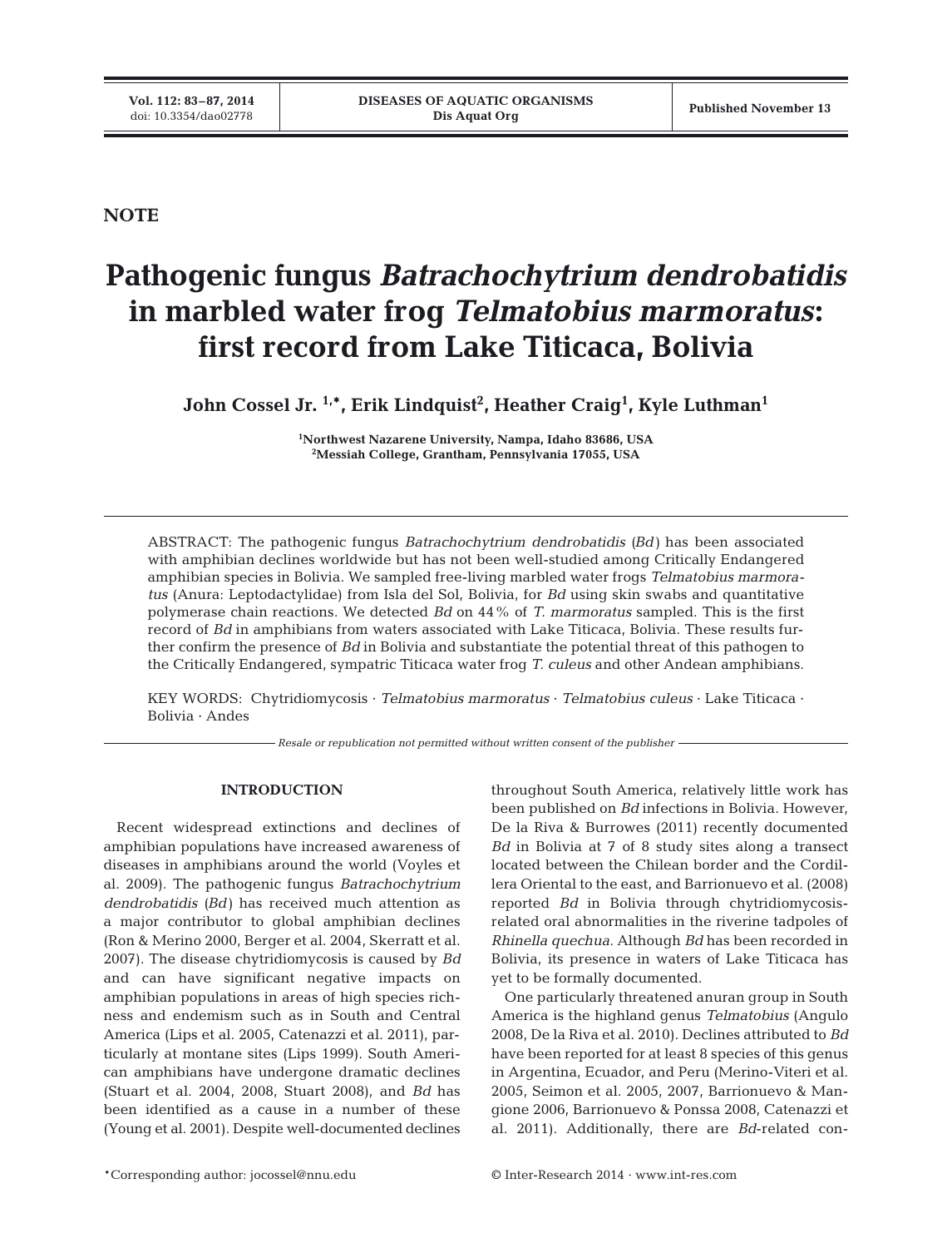**NOTE**

# Pathogenic fungus *Batrachochytrium dendrobatidis* in marbled water frog *Telmatobius marmoratus*: first record from Lake Titicaca, Bolivia

**John Cossel Jr.[1,*], Erik Lindquist[2], Heather Craig[1], Kyle Luthman[1]**

[1]Northwest Nazarene University, Nampa, Idaho 83686, USA
[2]Messiah College, Grantham, Pennsylvania 17055, USA

ABSTRACT: The pathogenic fungus *Batrachochytrium dendrobatidis* (*Bd*) has been associated with amphibian declines worldwide but has not been well-studied among Critically Endangered amphibian species in Bolivia. We sampled free-living marbled water frogs *Telmatobius marmoratus* (Anura: Leptodactylidae) from Isla del Sol, Bolivia, for *Bd* using skin swabs and quantitative polymerase chain reactions. We detected *Bd* on 44% of *T. marmoratus* sampled. This is the first record of *Bd* in amphibians from waters associated with Lake Titicaca, Bolivia. These results further confirm the presence of *Bd* in Bolivia and substantiate the potential threat of this pathogen to the Critically Endangered, sympatric Titicaca water frog *T. culeus* and other Andean amphibians.

KEY WORDS: Chytridiomycosis · *Telmatobius marmoratus* · *Telmatobius culeus* · Lake Titicaca · Bolivia · Andes

*Resale or republication not permitted without written consent of the publisher*

## INTRODUCTION

Recent widespread extinctions and declines of amphibian populations have increased awareness of diseases in amphibians around the world (Voyles et al. 2009). The pathogenic fungus *Batrachochytrium dendrobatidis* (*Bd*) has received much attention as a major contributor to global amphibian declines (Ron & Merino 2000, Berger et al. 2004, Skerratt et al. 2007). The disease chytridiomycosis is caused by *Bd* and can have significant negative impacts on amphibian populations in areas of high species richness and endemism such as in South and Central America (Lips et al. 2005, Catenazzi et al. 2011), particularly at montane sites (Lips 1999). South American amphibians have undergone dramatic declines (Stuart et al. 2004, 2008, Stuart 2008), and *Bd* has been identified as a cause in a number of these (Young et al. 2001). Despite well-documented declines throughout South America, relatively little work has been published on *Bd* infections in Bolivia. However, De la Riva & Burrowes (2011) recently documented *Bd* in Bolivia at 7 of 8 study sites along a transect located between the Chilean border and the Cordillera Oriental to the east, and Barrionuevo et al. (2008) reported *Bd* in Bolivia through chytridiomycosis-related oral abnormalities in the riverine tadpoles of *Rhinella quechua.* Although *Bd* has been recorded in Bolivia, its presence in waters of Lake Titicaca has yet to be formally documented.

One particularly threatened anuran group in South America is the highland genus *Telmatobius* (Angulo 2008, De la Riva et al. 2010). Declines attributed to *Bd* have been reported for at least 8 species of this genus in Argentina, Ecuador, and Peru (Merino-Viteri et al. 2005, Seimon et al. 2005, 2007, Barrionuevo & Mangione 2006, Barrionuevo & Ponssa 2008, Catenazzi et al. 2011). Additionally, there are *Bd*-related con-

*Corresponding author: jocossel@nnu.edu

© Inter-Research 2014 · www.int-res.com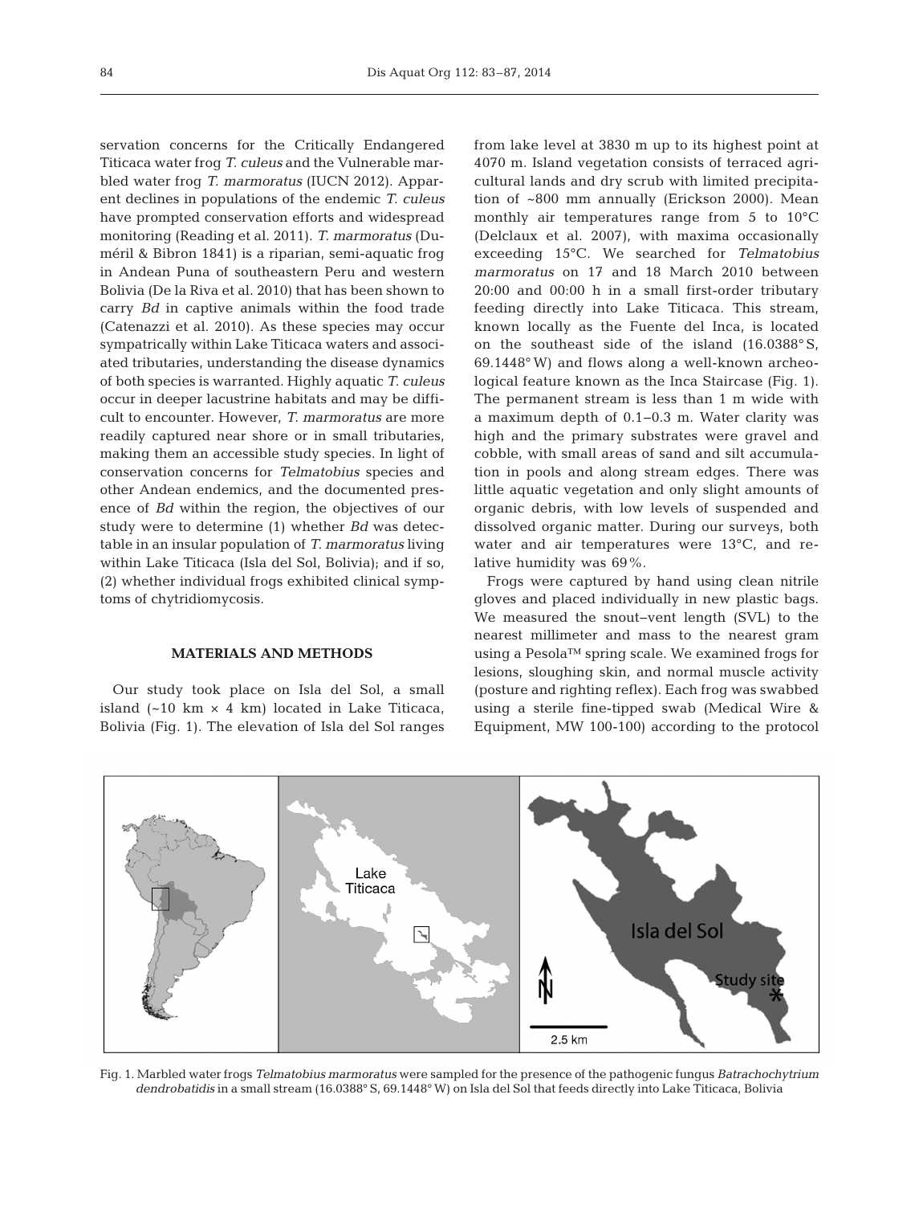servation concerns for the Critically Endangered Titicaca water frog *T. culeus* and the Vulnerable marbled water frog *T. marmoratus* (IUCN 2012). Apparent declines in populations of the endemic *T. culeus* have prompted conservation efforts and widespread monitoring (Reading et al. 2011). *T. marmoratus* (Duméril & Bibron 1841) is a riparian, semi-aquatic frog in Andean Puna of southeastern Peru and western Bolivia (De la Riva et al. 2010) that has been shown to carry *Bd* in captive animals within the food trade (Catenazzi et al. 2010). As these species may occur sympatrically within Lake Titicaca waters and associated tributaries, understanding the disease dynamics of both species is warranted. Highly aquatic *T. culeus* occur in deeper lacustrine habitats and may be difficult to encounter. However, *T. marmoratus* are more readily captured near shore or in small tributaries, making them an accessible study species. In light of conservation concerns for *Telmatobius* species and other Andean endemics, and the documented presence of *Bd* within the region, the objectives of our study were to determine (1) whether *Bd* was detectable in an insular population of *T. marmoratus* living within Lake Titicaca (Isla del Sol, Bolivia); and if so, (2) whether individual frogs exhibited clinical symptoms of chytridiomycosis.

## MATERIALS AND METHODS

Our study took place on Isla del Sol, a small island (~10 km × 4 km) located in Lake Titicaca, Bolivia (Fig. 1). The elevation of Isla del Sol ranges from lake level at 3830 m up to its highest point at 4070 m. Island vegetation consists of terraced agricultural lands and dry scrub with limited precipitation of ~800 mm annually (Erickson 2000). Mean monthly air temperatures range from 5 to 10°C (Delclaux et al. 2007), with maxima occasionally exceeding 15°C. We searched for *Telmatobius marmoratus* on 17 and 18 March 2010 between 20:00 and 00:00 h in a small first-order tributary feeding directly into Lake Titicaca. This stream, known locally as the Fuente del Inca, is located on the southeast side of the island (16.0388° S, 69.1448° W) and flows along a well-known archeological feature known as the Inca Staircase (Fig. 1). The permanent stream is less than 1 m wide with a maximum depth of 0.1–0.3 m. Water clarity was high and the primary substrates were gravel and cobble, with small areas of sand and silt accumulation in pools and along stream edges. There was little aquatic vegetation and only slight amounts of organic debris, with low levels of suspended and dissolved organic matter. During our surveys, both water and air temperatures were 13°C, and relative humidity was 69%.

Frogs were captured by hand using clean nitrile gloves and placed individually in new plastic bags. We measured the snout–vent length (SVL) to the nearest millimeter and mass to the nearest gram using a Pesola™ spring scale. We examined frogs for lesions, sloughing skin, and normal muscle activity (posture and righting reflex). Each frog was swabbed using a sterile fine-tipped swab (Medical Wire & Equipment, MW 100-100) according to the protocol

Fig. 1. Marbled water frogs *Telmatobius marmoratus* were sampled for the presence of the pathogenic fungus *Batrachochytrium dendrobatidis* in a small stream (16.0388° S, 69.1448° W) on Isla del Sol that feeds directly into Lake Titicaca, Bolivia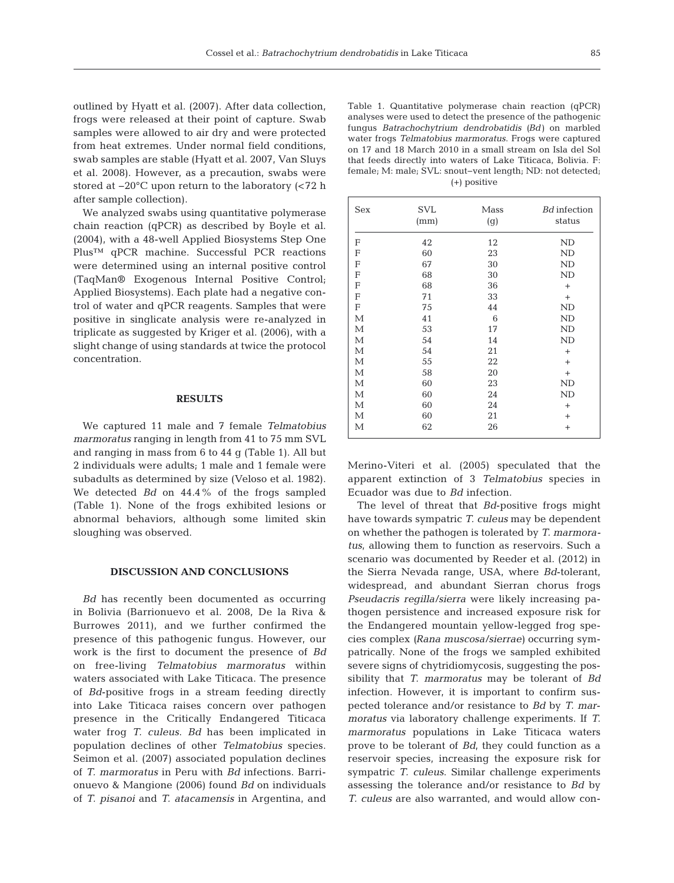outlined by Hyatt et al. (2007). After data collection, frogs were released at their point of capture. Swab samples were allowed to air dry and were protected from heat extremes. Under normal field conditions, swab samples are stable (Hyatt et al. 2007, Van Sluys et al. 2008). However, as a precaution, swabs were stored at −20°C upon return to the laboratory (<72 h after sample collection).

We analyzed swabs using quantitative polymerase chain reaction (qPCR) as described by Boyle et al. (2004), with a 48-well Applied Biosystems Step One Plus™ qPCR machine. Successful PCR reactions were determined using an internal positive control (TaqMan® Exogenous Internal Positive Control; Applied Biosystems). Each plate had a negative control of water and qPCR reagents. Samples that were positive in singlicate analysis were re-analyzed in triplicate as suggested by Kriger et al. (2006), with a slight change of using standards at twice the protocol concentration.

## RESULTS

We captured 11 male and 7 female *Telmatobius marmoratus* ranging in length from 41 to 75 mm SVL and ranging in mass from 6 to 44 g (Table 1). All but 2 individuals were adults; 1 male and 1 female were subadults as determined by size (Veloso et al. 1982). We detected *Bd* on 44.4% of the frogs sampled (Table 1). None of the frogs exhibited lesions or abnormal behaviors, although some limited skin sloughing was observed.

Table 1. Quantitative polymerase chain reaction (qPCR) analyses were used to detect the presence of the pathogenic fungus *Batrachochytrium dendrobatidis* (*Bd*) on marbled water frogs *Telmatobius marmoratus*. Frogs were captured on 17 and 18 March 2010 in a small stream on Isla del Sol that feeds directly into waters of Lake Titicaca, Bolivia. F: female; M: male; SVL: snout–vent length; ND: not detected; (+) positive

| Sex | SVL (mm) | Mass (g) | *Bd* infection status |
|---|---|---|---|
| F | 42 | 12 | ND |
| F | 60 | 23 | ND |
| F | 67 | 30 | ND |
| F | 68 | 30 | ND |
| F | 68 | 36 | + |
| F | 71 | 33 | + |
| F | 75 | 44 | ND |
| M | 41 | 6 | ND |
| M | 53 | 17 | ND |
| M | 54 | 14 | ND |
| M | 54 | 21 | + |
| M | 55 | 22 | + |
| M | 58 | 20 | + |
| M | 60 | 23 | ND |
| M | 60 | 24 | ND |
| M | 60 | 24 | + |
| M | 60 | 21 | + |
| M | 62 | 26 | + |

## DISCUSSION AND CONCLUSIONS

*Bd* has recently been documented as occurring in Bolivia (Barrionuevo et al. 2008, De la Riva & Burrowes 2011), and we further confirmed the presence of this pathogenic fungus. However, our work is the first to document the presence of *Bd* on free-living *Telmatobius marmoratus* within waters associated with Lake Titicaca. The presence of *Bd*-positive frogs in a stream feeding directly into Lake Titicaca raises concern over pathogen presence in the Critically Endangered Titicaca water frog *T. culeus*. *Bd* has been implicated in population declines of other *Telmatobius* species. Seimon et al. (2007) associated population declines of *T. marmoratus* in Peru with *Bd* infections. Barrionuevo & Mangione (2006) found *Bd* on individuals of *T. pisanoi* and *T. atacamensis* in Argentina, and Merino-Viteri et al. (2005) speculated that the apparent extinction of 3 *Telmatobius* species in Ecuador was due to *Bd* infection.

The level of threat that *Bd*-positive frogs might have towards sympatric *T. culeus* may be dependent on whether the pathogen is tolerated by *T. marmoratus*, allowing them to function as reservoirs. Such a scenario was documented by Reeder et al. (2012) in the Sierra Nevada range, USA, where *Bd*-tolerant, widespread, and abundant Sierran chorus frogs *Pseudacris regilla/sierra* were likely increasing pathogen persistence and increased exposure risk for the Endangered mountain yellow-legged frog species complex (*Rana muscosa/sierrae*) occurring sympatrically. None of the frogs we sampled exhibited severe signs of chytridiomycosis, suggesting the possibility that *T. marmoratus* may be tolerant of *Bd* infection. However, it is important to confirm suspected tolerance and/or resistance to *Bd* by *T. marmoratus* via laboratory challenge experiments. If *T. marmoratus* populations in Lake Titicaca waters prove to be tolerant of *Bd*, they could function as a reservoir species, increasing the exposure risk for sympatric *T. culeus*. Similar challenge experiments assessing the tolerance and/or resistance to *Bd* by *T. culeus* are also warranted, and would allow con-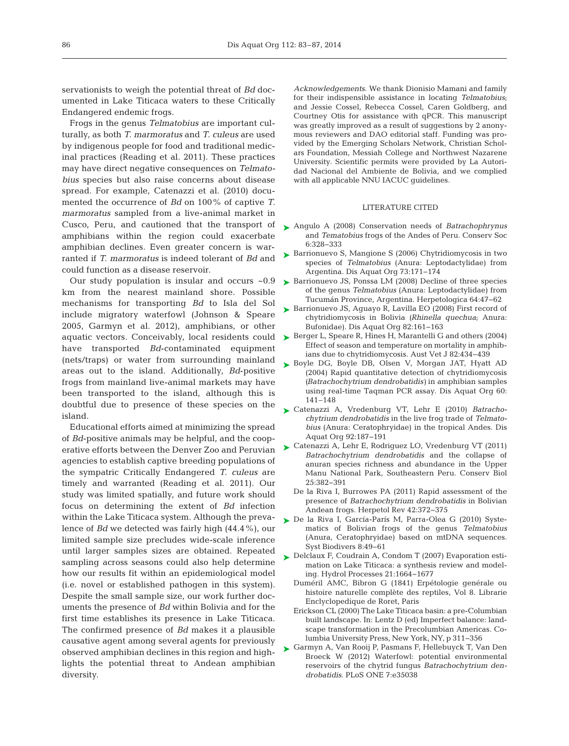servationists to weigh the potential threat of *Bd* documented in Lake Titicaca waters to these Critically Endangered endemic frogs.

Frogs in the genus *Telmatobius* are important culturally, as both *T. marmoratus* and *T. culeus* are used by indigenous people for food and traditional medicinal practices (Reading et al. 2011). These practices may have direct negative consequences on *Telmatobius* species but also raise concerns about disease spread. For example, Catenazzi et al. (2010) documented the occurrence of *Bd* on 100% of captive *T. marmoratus* sampled from a live-animal market in Cusco, Peru, and cautioned that the transport of amphibians within the region could exacerbate amphibian declines. Even greater concern is warranted if *T. marmoratus* is indeed tolerant of *Bd* and could function as a disease reservoir.

Our study population is insular and occurs ~0.9 km from the nearest mainland shore. Possible mechanisms for transporting *Bd* to Isla del Sol include migratory waterfowl (Johnson & Speare 2005, Garmyn et al. 2012), amphibians, or other aquatic vectors. Conceivably, local residents could have transported *Bd*-contaminated equipment (nets/traps) or water from surrounding mainland areas out to the island. Additionally, *Bd*-positive frogs from mainland live-animal markets may have been transported to the island, although this is doubtful due to presence of these species on the island.

Educational efforts aimed at minimizing the spread of *Bd*-positive animals may be helpful, and the cooperative efforts between the Denver Zoo and Peruvian agencies to establish captive breeding populations of the sympatric Critically Endangered *T. culeus* are timely and warranted (Reading et al. 2011). Our study was limited spatially, and future work should focus on determining the extent of *Bd* infection within the Lake Titicaca system. Although the prevalence of *Bd* we detected was fairly high (44.4%), our limited sample size precludes wide-scale inference until larger samples sizes are obtained. Repeated sampling across seasons could also help determine how our results fit within an epidemiological model (i.e. novel or established pathogen in this system). Despite the small sample size, our work further documents the presence of *Bd* within Bolivia and for the first time establishes its presence in Lake Titicaca. The confirmed presence of *Bd* makes it a plausible causative agent among several agents for previously observed amphibian declines in this region and highlights the potential threat to Andean amphibian diversity.

*Acknowledgements*. We thank Dionisio Mamani and family for their indispensible assistance in locating *Telmatobius*; and Jessie Cossel, Rebecca Cossel, Caren Goldberg, and Courtney Otis for assistance with qPCR. This manuscript was greatly improved as a result of suggestions by 2 anonymous reviewers and DAO editorial staff. Funding was provided by the Emerging Scholars Network, Christian Scholars Foundation, Messiah College and Northwest Nazarene University. Scientific permits were provided by La Autoridad Nacional del Ambiente de Bolivia, and we complied with all applicable NNU IACUC guidelines.

## LITERATURE CITED

- Angulo A (2008) Conservation needs of *Batrachophrynus* and *Tematobius* frogs of the Andes of Peru. Conserv Soc 6:328–333
- Barrionuevo S, Mangione S (2006) Chytridiomycosis in two species of *Telmatobius* (Anura: Leptodactylidae) from Argentina. Dis Aquat Org 73:171–174
- Barrionuevo JS, Ponssa LM (2008) Decline of three species of the genus *Telmatobius* (Anura: Leptodactylidae) from Tucumán Province, Argentina. Herpetologica 64:47–62
- Barrionuevo JS, Aguayo R, Lavilla EO (2008) First record of chytridiomycosis in Bolivia (*Rhinella quechua*; Anura: Bufonidae). Dis Aquat Org 82:161–163
- Berger L, Speare R, Hines H, Marantelli G and others (2004) Effect of season and temperature on mortality in amphibians due to chytridiomycosis. Aust Vet J 82:434–439
- Boyle DG, Boyle DB, Olsen V, Morgan JAT, Hyatt AD (2004) Rapid quantitative detection of chytridiomycosis (*Batrachochytrium dendrobatidis*) in amphibian samples using real-time Taqman PCR assay. Dis Aquat Org 60: 141–148
- Catenazzi A, Vredenburg VT, Lehr E (2010) *Batrachochytrium dendrobatidis* in the live frog trade of *Telmatobius* (Anura: Ceratophryidae) in the tropical Andes. Dis Aquat Org 92:187–191
- Catenazzi A, Lehr E, Rodriguez LO, Vredenburg VT (2011) *Batrachochytrium dendrobatidis* and the collapse of anuran species richness and abundance in the Upper Manu National Park, Southeastern Peru. Conserv Biol 25:382–391
- De la Riva I, Burrowes PA (2011) Rapid assessment of the presence of *Batrachochytrium dendrobatidis* in Bolivian Andean frogs. Herpetol Rev 42:372–375
- De la Riva I, García-París M, Parra-Olea G (2010) Systematics of Bolivian frogs of the genus *Telmatobius* (Anura, Ceratophryidae) based on mtDNA sequences. Syst Biodivers 8:49–61
- Delclaux F, Coudrain A, Condom T (2007) Evaporation estimation on Lake Titicaca: a synthesis review and modeling. Hydrol Processes 21:1664–1677
- Duméril AMC, Bibron G (1841) Erpétologie genérale ou histoire naturelle complète des reptiles, Vol 8. Librarie Enclyclopedique de Roret, Paris
- Erickson CL (2000) The Lake Titicaca basin: a pre-Columbian built landscape. In: Lentz D (ed) Imperfect balance: landscape transformation in the Precolumbian Americas. Columbia University Press, New York, NY, p 311–356
- Garmyn A, Van Rooij P, Pasmans F, Hellebuyck T, Van Den Broeck W (2012) Waterfowl: potential environmental reservoirs of the chytrid fungus *Batrachochytrium dendrobatidis*. PLoS ONE 7:e35038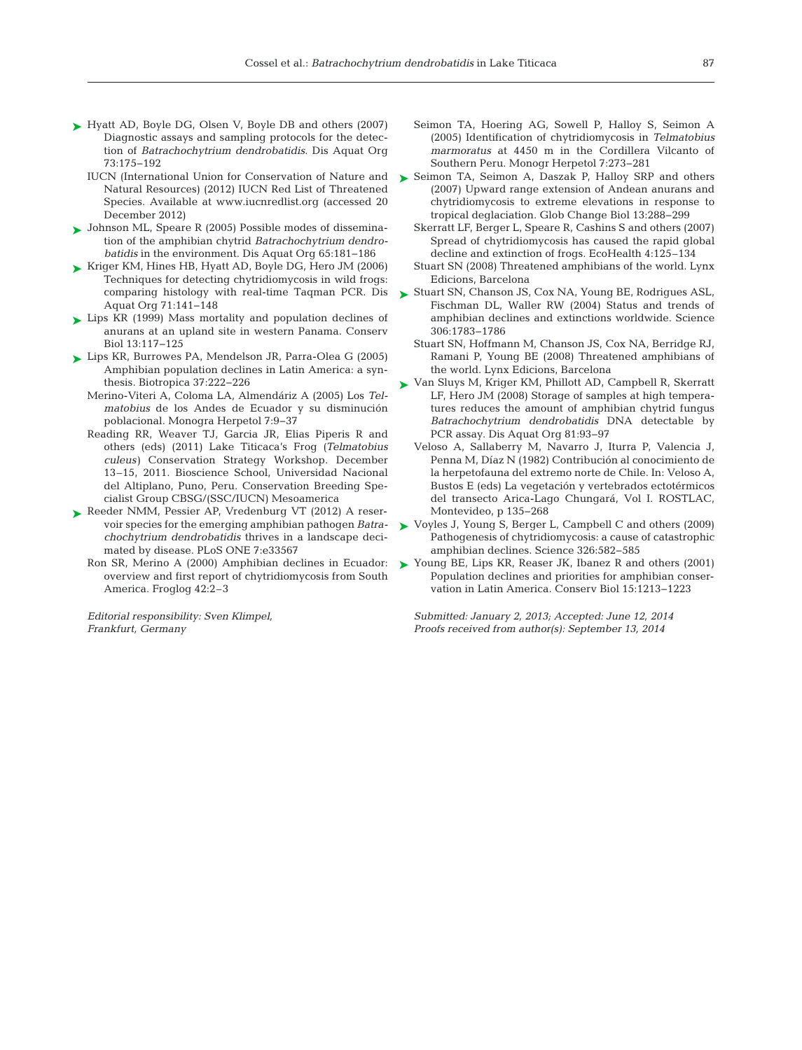Hyatt AD, Boyle DG, Olsen V, Boyle DB and others (2007) Diagnostic assays and sampling protocols for the detection of *Batrachochytrium dendrobatidis*. Dis Aquat Org 73:175−192

IUCN (International Union for Conservation of Nature and Natural Resources) (2012) IUCN Red List of Threatened Species. Available at www.iucnredlist.org (accessed 20 December 2012)

Johnson ML, Speare R (2005) Possible modes of dissemination of the amphibian chytrid *Batrachochytrium dendrobatidis* in the environment. Dis Aquat Org 65:181−186

Kriger KM, Hines HB, Hyatt AD, Boyle DG, Hero JM (2006) Techniques for detecting chytridiomycosis in wild frogs: comparing histology with real-time Taqman PCR. Dis Aquat Org 71:141−148

Lips KR (1999) Mass mortality and population declines of anurans at an upland site in western Panama. Conserv Biol 13:117−125

Lips KR, Burrowes PA, Mendelson JR, Parra-Olea G (2005) Amphibian population declines in Latin America: a synthesis. Biotropica 37:222−226

Merino-Viteri A, Coloma LA, Almendáriz A (2005) Los *Telmatobius* de los Andes de Ecuador y su disminución poblacional. Monogra Herpetol 7:9−37

Reading RR, Weaver TJ, Garcia JR, Elias Piperis R and others (eds) (2011) Lake Titicaca's Frog (*Telmatobius culeus*) Conservation Strategy Workshop. December 13−15, 2011. Bioscience School, Universidad Nacional del Altiplano, Puno, Peru. Conservation Breeding Specialist Group CBSG/(SSC/IUCN) Mesoamerica

Reeder NMM, Pessier AP, Vredenburg VT (2012) A reservoir species for the emerging amphibian pathogen *Batrachochytrium dendrobatidis* thrives in a landscape decimated by disease. PLoS ONE 7:e33567

Ron SR, Merino A (2000) Amphibian declines in Ecuador: overview and first report of chytridiomycosis from South America. Froglog 42:2−3

Seimon TA, Hoering AG, Sowell P, Halloy S, Seimon A (2005) Identification of chytridiomycosis in *Telmatobius marmoratus* at 4450 m in the Cordillera Vilcanto of Southern Peru. Monogr Herpetol 7:273−281

Seimon TA, Seimon A, Daszak P, Halloy SRP and others (2007) Upward range extension of Andean anurans and chytridiomycosis to extreme elevations in response to tropical deglaciation. Glob Change Biol 13:288−299

Skerratt LF, Berger L, Speare R, Cashins S and others (2007) Spread of chytridiomycosis has caused the rapid global decline and extinction of frogs. EcoHealth 4:125−134

Stuart SN (2008) Threatened amphibians of the world. Lynx Edicions, Barcelona

Stuart SN, Chanson JS, Cox NA, Young BE, Rodrigues ASL, Fischman DL, Waller RW (2004) Status and trends of amphibian declines and extinctions worldwide. Science 306:1783−1786

Stuart SN, Hoffmann M, Chanson JS, Cox NA, Berridge RJ, Ramani P, Young BE (2008) Threatened amphibians of the world. Lynx Edicions, Barcelona

Van Sluys M, Kriger KM, Phillott AD, Campbell R, Skerratt LF, Hero JM (2008) Storage of samples at high temperatures reduces the amount of amphibian chytrid fungus *Batrachochytrium dendrobatidis* DNA detectable by PCR assay. Dis Aquat Org 81:93−97

Veloso A, Sallaberry M, Navarro J, Iturra P, Valencia J, Penna M, Díaz N (1982) Contribución al conocimiento de la herpetofauna del extremo norte de Chile. In: Veloso A, Bustos E (eds) La vegetación y vertebrados ectotérmicos del transecto Arica-Lago Chungará, Vol I. ROSTLAC, Montevideo, p 135−268

Voyles J, Young S, Berger L, Campbell C and others (2009) Pathogenesis of chytridiomycosis: a cause of catastrophic amphibian declines. Science 326:582−585

Young BE, Lips KR, Reaser JK, Ibanez R and others (2001) Population declines and priorities for amphibian conservation in Latin America. Conserv Biol 15:1213−1223

*Editorial responsibility: Sven Klimpel, Frankfurt, Germany*

*Submitted: January 2, 2013; Accepted: June 12, 2014*
*Proofs received from author(s): September 13, 2014*